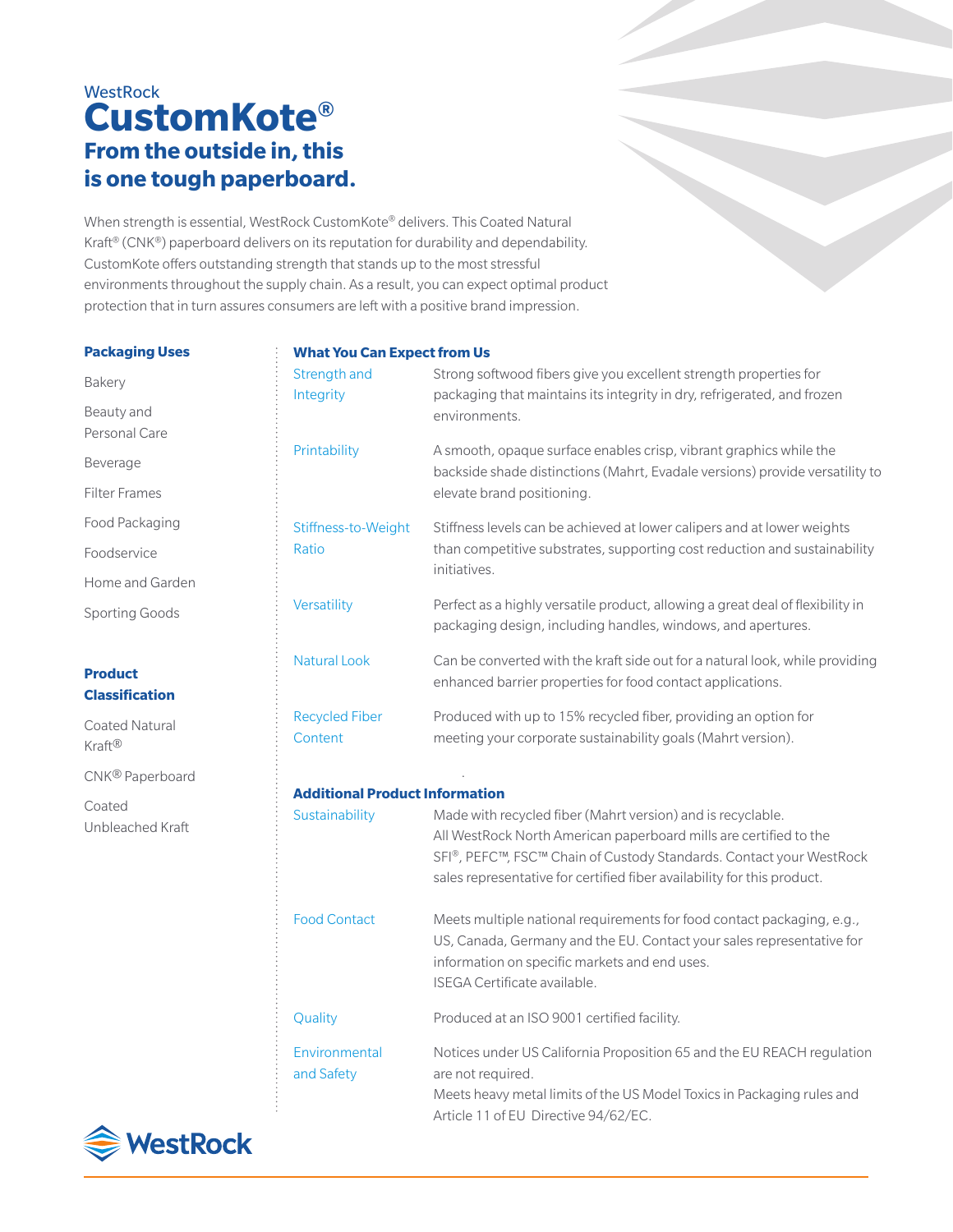WestRock

# CustomKote®

## From the outside in, this is one tough paperboard.

When strength is essential, WestRock CustomKote® delivers. This Coated Natural Kraft® (CNK®) paperboard delivers on its reputation for durability and dependability. CustomKote offers outstanding strength that stands up to the most stressful environments throughout the supply chain. As a result, you can expect optimal product protection that in turn assures consumers are left with a positive brand impression.

### Packaging Uses

- Bakery
- Beauty and Personal Care
- Beverage
- Filter Frames
- Food Packaging
- Foodservice
- Home and Garden
- Sporting Goods

### Product Classification

- Coated Natural Kraft®
- CNK® Paperboard
- Coated Unbleached Kraft

### What You Can Expect from Us

| | |
|---|---|
| Strength and Integrity | Strong softwood fibers give you excellent strength properties for packaging that maintains its integrity in dry, refrigerated, and frozen environments. |
| Printability | A smooth, opaque surface enables crisp, vibrant graphics while the backside shade distinctions (Mahrt, Evadale versions) provide versatility to elevate brand positioning. |
| Stiffness-to-Weight Ratio | Stiffness levels can be achieved at lower calipers and at lower weights than competitive substrates, supporting cost reduction and sustainability initiatives. |
| Versatility | Perfect as a highly versatile product, allowing a great deal of flexibility in packaging design, including handles, windows, and apertures. |
| Natural Look | Can be converted with the kraft side out for a natural look, while providing enhanced barrier properties for food contact applications. |
| Recycled Fiber Content | Produced with up to 15% recycled fiber, providing an option for meeting your corporate sustainability goals (Mahrt version). |

### Additional Product Information

| | |
|---|---|
| Sustainability | Made with recycled fiber (Mahrt version) and is recyclable. All WestRock North American paperboard mills are certified to the SFI®, PEFC™, FSC™ Chain of Custody Standards. Contact your WestRock sales representative for certified fiber availability for this product. |
| Food Contact | Meets multiple national requirements for food contact packaging, e.g., US, Canada, Germany and the EU. Contact your sales representative for information on specific markets and end uses. ISEGA Certificate available. |
| Quality | Produced at an ISO 9001 certified facility. |
| Environmental and Safety | Notices under US California Proposition 65 and the EU REACH regulation are not required. Meets heavy metal limits of the US Model Toxics in Packaging rules and Article 11 of EU Directive 94/62/EC. |

WestRock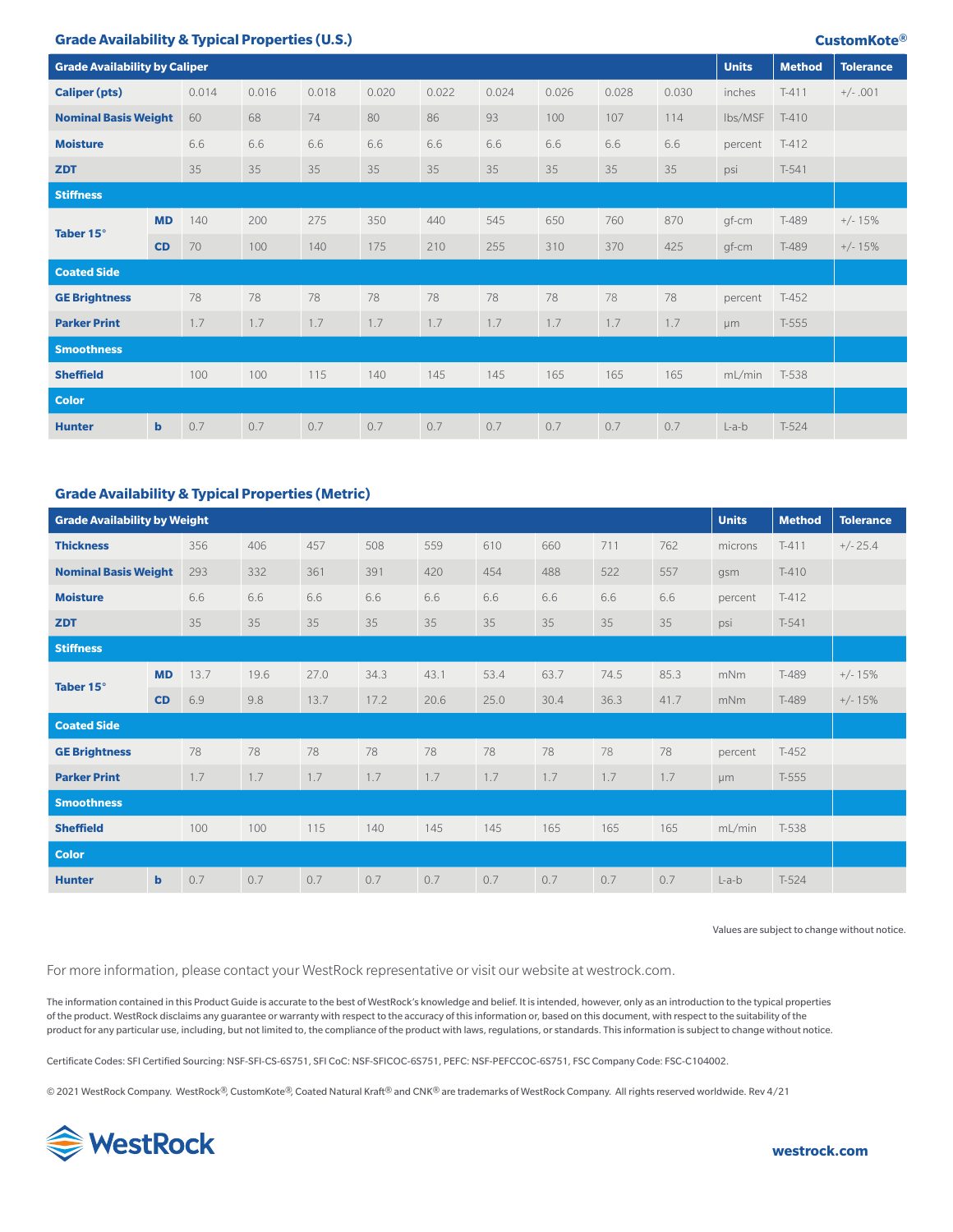## Grade Availability & Typical Properties (U.S.)

**CustomKote®**

| Grade Availability by Caliper | | | | | | | | | | | Units | Method | Tolerance |
|---|---|---|---|---|---|---|---|---|---|---|---|---|---|
| **Caliper (pts)** | | 0.014 | 0.016 | 0.018 | 0.020 | 0.022 | 0.024 | 0.026 | 0.028 | 0.030 | inches | T-411 | +/- .001 |
| **Nominal Basis Weight** | | 60 | 68 | 74 | 80 | 86 | 93 | 100 | 107 | 114 | lbs/MSF | T-410 | |
| **Moisture** | | 6.6 | 6.6 | 6.6 | 6.6 | 6.6 | 6.6 | 6.6 | 6.6 | 6.6 | percent | T-412 | |
| **ZDT** | | 35 | 35 | 35 | 35 | 35 | 35 | 35 | 35 | 35 | psi | T-541 | |
| **Stiffness** | | | | | | | | | | | | | |
| **Taber 15°** | **MD** | 140 | 200 | 275 | 350 | 440 | 545 | 650 | 760 | 870 | gf-cm | T-489 | +/- 15% |
| | **CD** | 70 | 100 | 140 | 175 | 210 | 255 | 310 | 370 | 425 | gf-cm | T-489 | +/- 15% |
| **Coated Side** | | | | | | | | | | | | | |
| **GE Brightness** | | 78 | 78 | 78 | 78 | 78 | 78 | 78 | 78 | 78 | percent | T-452 | |
| **Parker Print** | | 1.7 | 1.7 | 1.7 | 1.7 | 1.7 | 1.7 | 1.7 | 1.7 | 1.7 | μm | T-555 | |
| **Smoothness** | | | | | | | | | | | | | |
| **Sheffield** | | 100 | 100 | 115 | 140 | 145 | 145 | 165 | 165 | 165 | mL/min | T-538 | |
| **Color** | | | | | | | | | | | | | |
| **Hunter** | **b** | 0.7 | 0.7 | 0.7 | 0.7 | 0.7 | 0.7 | 0.7 | 0.7 | 0.7 | L-a-b | T-524 | |

## Grade Availability & Typical Properties (Metric)

| Grade Availability by Weight | | | | | | | | | | | Units | Method | Tolerance |
|---|---|---|---|---|---|---|---|---|---|---|---|---|---|
| **Thickness** | | 356 | 406 | 457 | 508 | 559 | 610 | 660 | 711 | 762 | microns | T-411 | +/- 25.4 |
| **Nominal Basis Weight** | | 293 | 332 | 361 | 391 | 420 | 454 | 488 | 522 | 557 | gsm | T-410 | |
| **Moisture** | | 6.6 | 6.6 | 6.6 | 6.6 | 6.6 | 6.6 | 6.6 | 6.6 | 6.6 | percent | T-412 | |
| **ZDT** | | 35 | 35 | 35 | 35 | 35 | 35 | 35 | 35 | 35 | psi | T-541 | |
| **Stiffness** | | | | | | | | | | | | | |
| **Taber 15°** | **MD** | 13.7 | 19.6 | 27.0 | 34.3 | 43.1 | 53.4 | 63.7 | 74.5 | 85.3 | mNm | T-489 | +/- 15% |
| | **CD** | 6.9 | 9.8 | 13.7 | 17.2 | 20.6 | 25.0 | 30.4 | 36.3 | 41.7 | mNm | T-489 | +/- 15% |
| **Coated Side** | | | | | | | | | | | | | |
| **GE Brightness** | | 78 | 78 | 78 | 78 | 78 | 78 | 78 | 78 | 78 | percent | T-452 | |
| **Parker Print** | | 1.7 | 1.7 | 1.7 | 1.7 | 1.7 | 1.7 | 1.7 | 1.7 | 1.7 | μm | T-555 | |
| **Smoothness** | | | | | | | | | | | | | |
| **Sheffield** | | 100 | 100 | 115 | 140 | 145 | 145 | 165 | 165 | 165 | mL/min | T-538 | |
| **Color** | | | | | | | | | | | | | |
| **Hunter** | **b** | 0.7 | 0.7 | 0.7 | 0.7 | 0.7 | 0.7 | 0.7 | 0.7 | 0.7 | L-a-b | T-524 | |

Values are subject to change without notice.

For more information, please contact your WestRock representative or visit our website at westrock.com.

The information contained in this Product Guide is accurate to the best of WestRock's knowledge and belief. It is intended, however, only as an introduction to the typical properties of the product. WestRock disclaims any guarantee or warranty with respect to the accuracy of this information or, based on this document, with respect to the suitability of the product for any particular use, including, but not limited to, the compliance of the product with laws, regulations, or standards. This information is subject to change without notice.

Certificate Codes: SFI Certified Sourcing: NSF-SFI-CS-6S751, SFI CoC: NSF-SFICOC-6S751, PEFC: NSF-PEFCCOC-6S751, FSC Company Code: FSC-C104002.

© 2021 WestRock Company. WestRock®, CustomKote®, Coated Natural Kraft® and CNK® are trademarks of WestRock Company. All rights reserved worldwide. Rev 4/21

WestRock

westrock.com